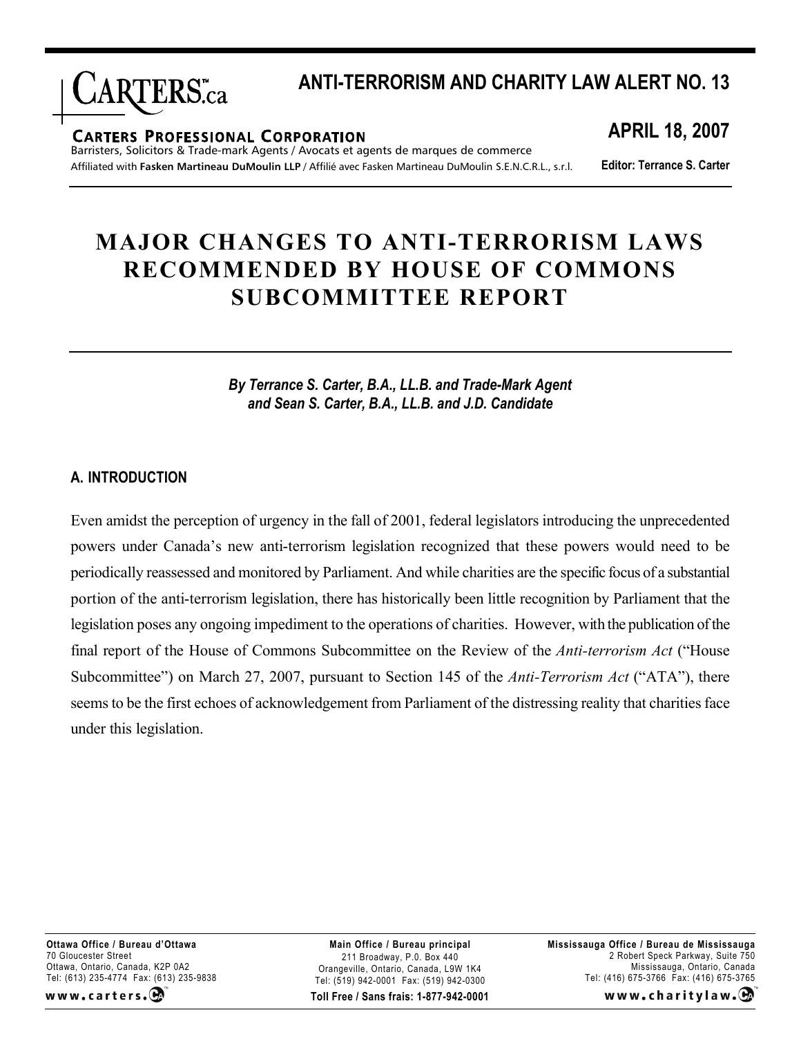# ANTI-TERRORISM AND CHARITY LAW ALERT NO. 13

**APRIL 18, 2007**

**CARTERS PROFESSIONAL CORPORATION**
Barristers, Solicitors & Trade-mark Agents / Avocats et agents de marques de commerce
Affiliated with **Fasken Martineau DuMoulin LLP** / Affilié avec Fasken Martineau DuMoulin S.E.N.C.R.L., s.r.l.

**Editor: Terrance S. Carter**

# MAJOR CHANGES TO ANTI-TERRORISM LAWS RECOMMENDED BY HOUSE OF COMMONS SUBCOMMITTEE REPORT

***By Terrance S. Carter, B.A., LL.B. and Trade-Mark Agent***
***and Sean S. Carter, B.A., LL.B. and J.D. Candidate***

## A. INTRODUCTION

Even amidst the perception of urgency in the fall of 2001, federal legislators introducing the unprecedented powers under Canada's new anti-terrorism legislation recognized that these powers would need to be periodically reassessed and monitored by Parliament. And while charities are the specific focus of a substantial portion of the anti-terrorism legislation, there has historically been little recognition by Parliament that the legislation poses any ongoing impediment to the operations of charities. However, with the publication of the final report of the House of Commons Subcommittee on the Review of the *Anti-terrorism Act* ("House Subcommittee") on March 27, 2007, pursuant to Section 145 of the *Anti-Terrorism Act* ("ATA"), there seems to be the first echoes of acknowledgement from Parliament of the distressing reality that charities face under this legislation.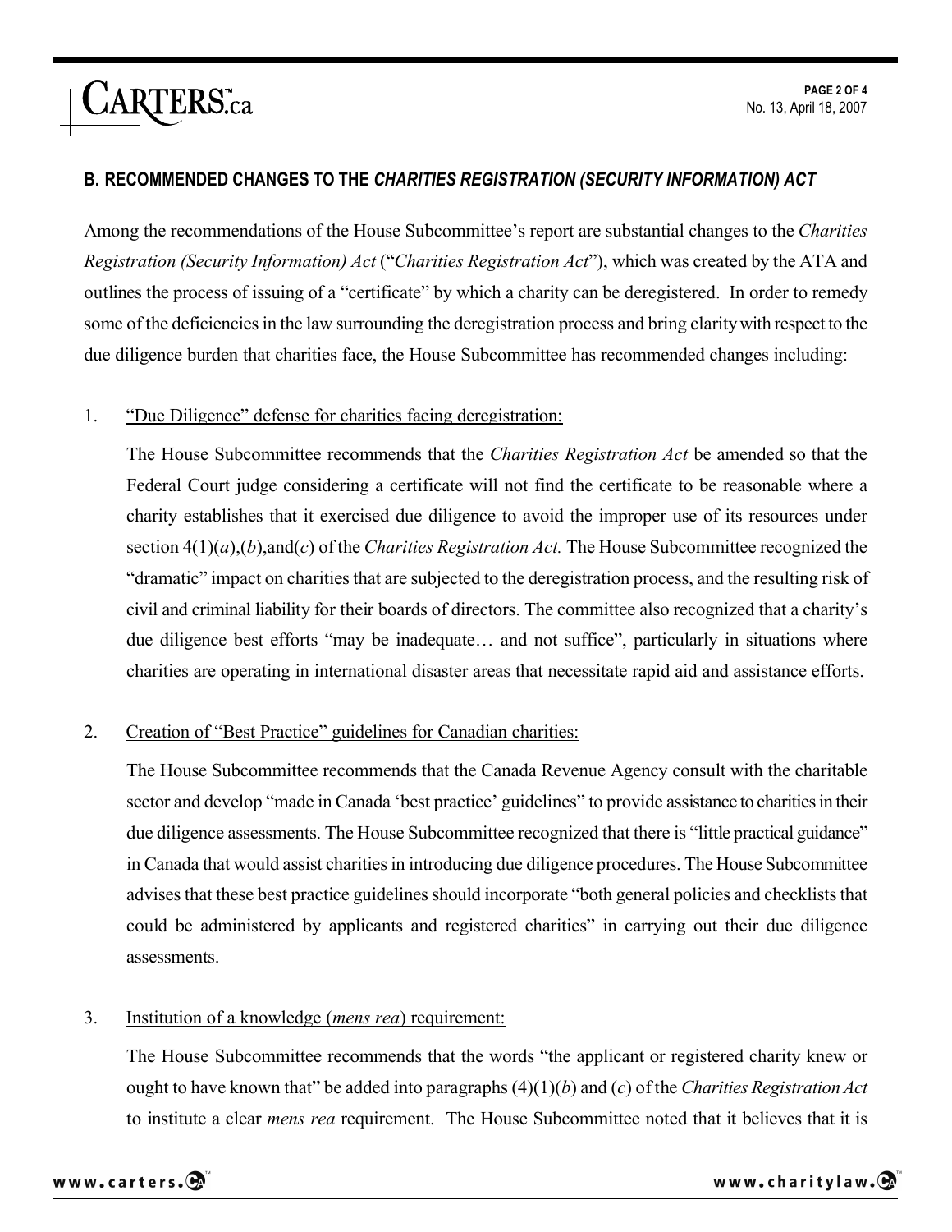## B. RECOMMENDED CHANGES TO THE *CHARITIES REGISTRATION (SECURITY INFORMATION) ACT*

Among the recommendations of the House Subcommittee's report are substantial changes to the *Charities Registration (Security Information) Act* ("*Charities Registration Act*"), which was created by the ATA and outlines the process of issuing of a "certificate" by which a charity can be deregistered. In order to remedy some of the deficiencies in the law surrounding the deregistration process and bring clarity with respect to the due diligence burden that charities face, the House Subcommittee has recommended changes including:

1. <u>"Due Diligence" defense for charities facing deregistration:</u>

   The House Subcommittee recommends that the *Charities Registration Act* be amended so that the Federal Court judge considering a certificate will not find the certificate to be reasonable where a charity establishes that it exercised due diligence to avoid the improper use of its resources under section 4(1)(*a*),(*b*),and(*c*) of the *Charities Registration Act.* The House Subcommittee recognized the "dramatic" impact on charities that are subjected to the deregistration process, and the resulting risk of civil and criminal liability for their boards of directors. The committee also recognized that a charity's due diligence best efforts "may be inadequate… and not suffice", particularly in situations where charities are operating in international disaster areas that necessitate rapid aid and assistance efforts.

2. <u>Creation of "Best Practice" guidelines for Canadian charities:</u>

   The House Subcommittee recommends that the Canada Revenue Agency consult with the charitable sector and develop "made in Canada 'best practice' guidelines" to provide assistance to charities in their due diligence assessments. The House Subcommittee recognized that there is "little practical guidance" in Canada that would assist charities in introducing due diligence procedures. The House Subcommittee advises that these best practice guidelines should incorporate "both general policies and checklists that could be administered by applicants and registered charities" in carrying out their due diligence assessments.

3. <u>Institution of a knowledge (*mens rea*) requirement:</u>

   The House Subcommittee recommends that the words "the applicant or registered charity knew or ought to have known that" be added into paragraphs (4)(1)(*b*) and (*c*) of the *Charities Registration Act* to institute a clear *mens rea* requirement. The House Subcommittee noted that it believes that it is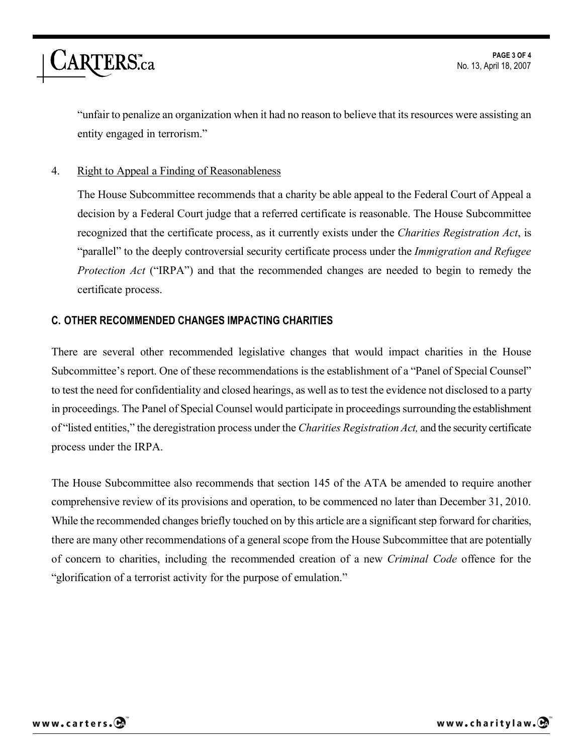"unfair to penalize an organization when it had no reason to believe that its resources were assisting an entity engaged in terrorism."

4. Right to Appeal a Finding of Reasonableness

   The House Subcommittee recommends that a charity be able appeal to the Federal Court of Appeal a decision by a Federal Court judge that a referred certificate is reasonable. The House Subcommittee recognized that the certificate process, as it currently exists under the *Charities Registration Act*, is "parallel" to the deeply controversial security certificate process under the *Immigration and Refugee Protection Act* ("IRPA") and that the recommended changes are needed to begin to remedy the certificate process.

### C. OTHER RECOMMENDED CHANGES IMPACTING CHARITIES

There are several other recommended legislative changes that would impact charities in the House Subcommittee's report. One of these recommendations is the establishment of a "Panel of Special Counsel" to test the need for confidentiality and closed hearings, as well as to test the evidence not disclosed to a party in proceedings. The Panel of Special Counsel would participate in proceedings surrounding the establishment of "listed entities," the deregistration process under the *Charities Registration Act,* and the security certificate process under the IRPA.

The House Subcommittee also recommends that section 145 of the ATA be amended to require another comprehensive review of its provisions and operation, to be commenced no later than December 31, 2010. While the recommended changes briefly touched on by this article are a significant step forward for charities, there are many other recommendations of a general scope from the House Subcommittee that are potentially of concern to charities, including the recommended creation of a new *Criminal Code* offence for the "glorification of a terrorist activity for the purpose of emulation."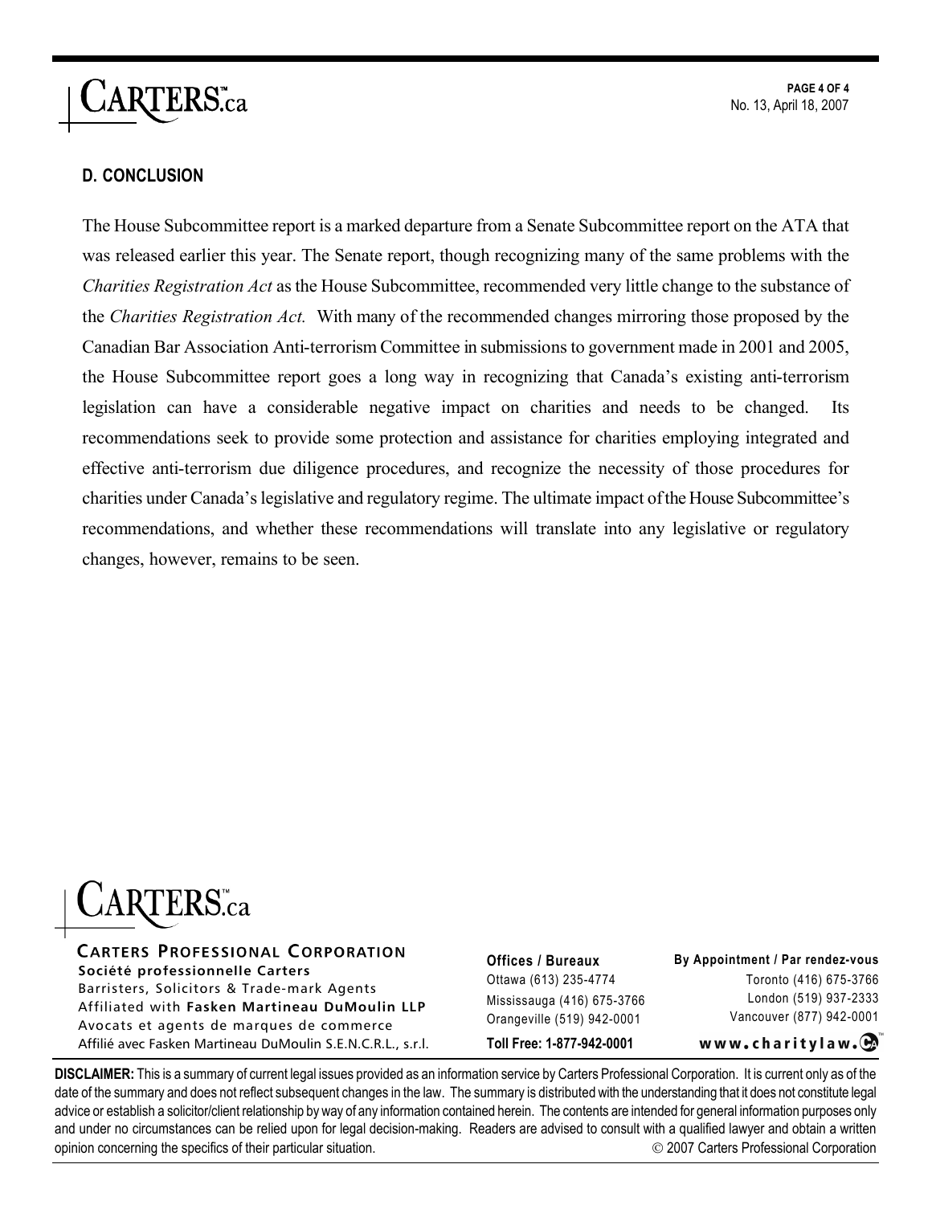## D. CONCLUSION

The House Subcommittee report is a marked departure from a Senate Subcommittee report on the ATA that was released earlier this year. The Senate report, though recognizing many of the same problems with the *Charities Registration Act* as the House Subcommittee, recommended very little change to the substance of the *Charities Registration Act.* With many of the recommended changes mirroring those proposed by the Canadian Bar Association Anti-terrorism Committee in submissions to government made in 2001 and 2005, the House Subcommittee report goes a long way in recognizing that Canada's existing anti-terrorism legislation can have a considerable negative impact on charities and needs to be changed. Its recommendations seek to provide some protection and assistance for charities employing integrated and effective anti-terrorism due diligence procedures, and recognize the necessity of those procedures for charities under Canada's legislative and regulatory regime. The ultimate impact of the House Subcommittee's recommendations, and whether these recommendations will translate into any legislative or regulatory changes, however, remains to be seen.

CARTERS.ca

**CARTERS PROFESSIONAL CORPORATION**
**Société professionnelle Carters**
Barristers, Solicitors & Trade-mark Agents
Affiliated with **Fasken Martineau DuMoulin LLP**
Avocats et agents de marques de commerce
Affilié avec Fasken Martineau DuMoulin S.E.N.C.R.L., s.r.l.

**Offices / Bureaux**
Ottawa (613) 235-4774
Mississauga (416) 675-3766
Orangeville (519) 942-0001
**Toll Free: 1-877-942-0001**

**By Appointment / Par rendez-vous**
Toronto (416) 675-3766
London (519) 937-2333
Vancouver (877) 942-0001
**www.charitylaw.ca**

**DISCLAIMER:** This is a summary of current legal issues provided as an information service by Carters Professional Corporation. It is current only as of the date of the summary and does not reflect subsequent changes in the law. The summary is distributed with the understanding that it does not constitute legal advice or establish a solicitor/client relationship by way of any information contained herein. The contents are intended for general information purposes only and under no circumstances can be relied upon for legal decision-making. Readers are advised to consult with a qualified lawyer and obtain a written opinion concerning the specifics of their particular situation. © 2007 Carters Professional Corporation